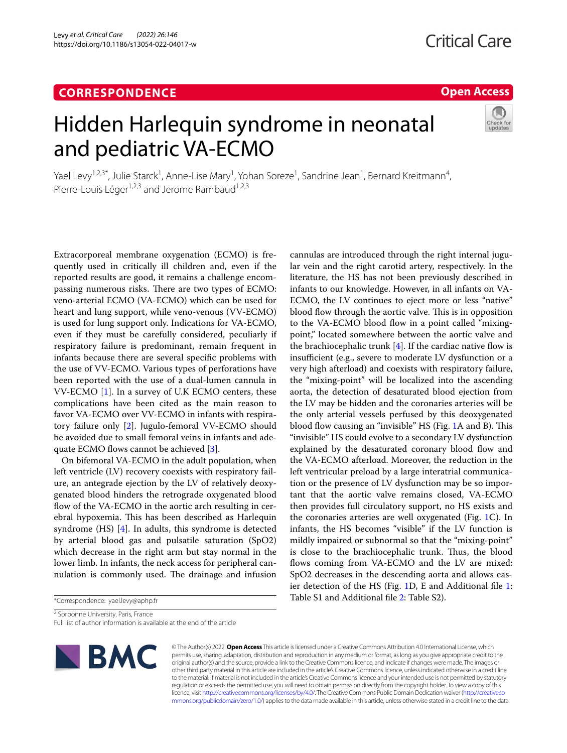CORRESPONDENCE

Open Access

# Hidden Harlequin syndrome in neonatal and pediatric VA-ECMO

Yael Levy[1,2,3*], Julie Starck[1], Anne-Lise Mary[1], Yohan Soreze[1], Sandrine Jean[1], Bernard Kreitmann[4], Pierre-Louis Léger[1,2,3] and Jerome Rambaud[1,2,3]

Extracorporeal membrane oxygenation (ECMO) is frequently used in critically ill children and, even if the reported results are good, it remains a challenge encompassing numerous risks. There are two types of ECMO: veno-arterial ECMO (VA-ECMO) which can be used for heart and lung support, while veno-venous (VV-ECMO) is used for lung support only. Indications for VA-ECMO, even if they must be carefully considered, peculiarly if respiratory failure is predominant, remain frequent in infants because there are several specific problems with the use of VV-ECMO. Various types of perforations have been reported with the use of a dual-lumen cannula in VV-ECMO [1]. In a survey of U.K ECMO centers, these complications have been cited as the main reason to favor VA-ECMO over VV-ECMO in infants with respiratory failure only [2]. Jugulo-femoral VV-ECMO should be avoided due to small femoral veins in infants and adequate ECMO flows cannot be achieved [3].

On bifemoral VA-ECMO in the adult population, when left ventricle (LV) recovery coexists with respiratory failure, an antegrade ejection by the LV of relatively deoxygenated blood hinders the retrograde oxygenated blood flow of the VA-ECMO in the aortic arch resulting in cerebral hypoxemia. This has been described as Harlequin syndrome (HS) [4]. In adults, this syndrome is detected by arterial blood gas and pulsatile saturation (SpO2) which decrease in the right arm but stay normal in the lower limb. In infants, the neck access for peripheral cannulation is commonly used. The drainage and infusion cannulas are introduced through the right internal jugular vein and the right carotid artery, respectively. In the literature, the HS has not been previously described in infants to our knowledge. However, in all infants on VA-ECMO, the LV continues to eject more or less "native" blood flow through the aortic valve. This is in opposition to the VA-ECMO blood flow in a point called "mixing-point," located somewhere between the aortic valve and the brachiocephalic trunk [4]. If the cardiac native flow is insufficient (e.g., severe to moderate LV dysfunction or a very high afterload) and coexists with respiratory failure, the "mixing-point" will be localized into the ascending aorta, the detection of desaturated blood ejection from the LV may be hidden and the coronaries arteries will be the only arterial vessels perfused by this deoxygenated blood flow causing an "invisible" HS (Fig. 1A and B). This "invisible" HS could evolve to a secondary LV dysfunction explained by the desaturated coronary blood flow and the VA-ECMO afterload. Moreover, the reduction in the left ventricular preload by a large interatrial communication or the presence of LV dysfunction may be so important that the aortic valve remains closed, VA-ECMO then provides full circulatory support, no HS exists and the coronaries arteries are well oxygenated (Fig. 1C). In infants, the HS becomes "visible" if the LV function is mildly impaired or subnormal so that the "mixing-point" is close to the brachiocephalic trunk. Thus, the blood flows coming from VA-ECMO and the LV are mixed: SpO2 decreases in the descending aorta and allows easier detection of the HS (Fig. 1D, E and Additional file 1: Table S1 and Additional file 2: Table S2).

*Correspondence: yael.levy@aphp.fr

[2] Sorbonne University, Paris, France

Full list of author information is available at the end of the article

© The Author(s) 2022. **Open Access** This article is licensed under a Creative Commons Attribution 4.0 International License, which permits use, sharing, adaptation, distribution and reproduction in any medium or format, as long as you give appropriate credit to the original author(s) and the source, provide a link to the Creative Commons licence, and indicate if changes were made. The images or other third party material in this article are included in the article's Creative Commons licence, unless indicated otherwise in a credit line to the material. If material is not included in the article's Creative Commons licence and your intended use is not permitted by statutory regulation or exceeds the permitted use, you will need to obtain permission directly from the copyright holder. To view a copy of this licence, visit http://creativecommons.org/licenses/by/4.0/. The Creative Commons Public Domain Dedication waiver (http://creativecommons.org/publicdomain/zero/1.0/) applies to the data made available in this article, unless otherwise stated in a credit line to the data.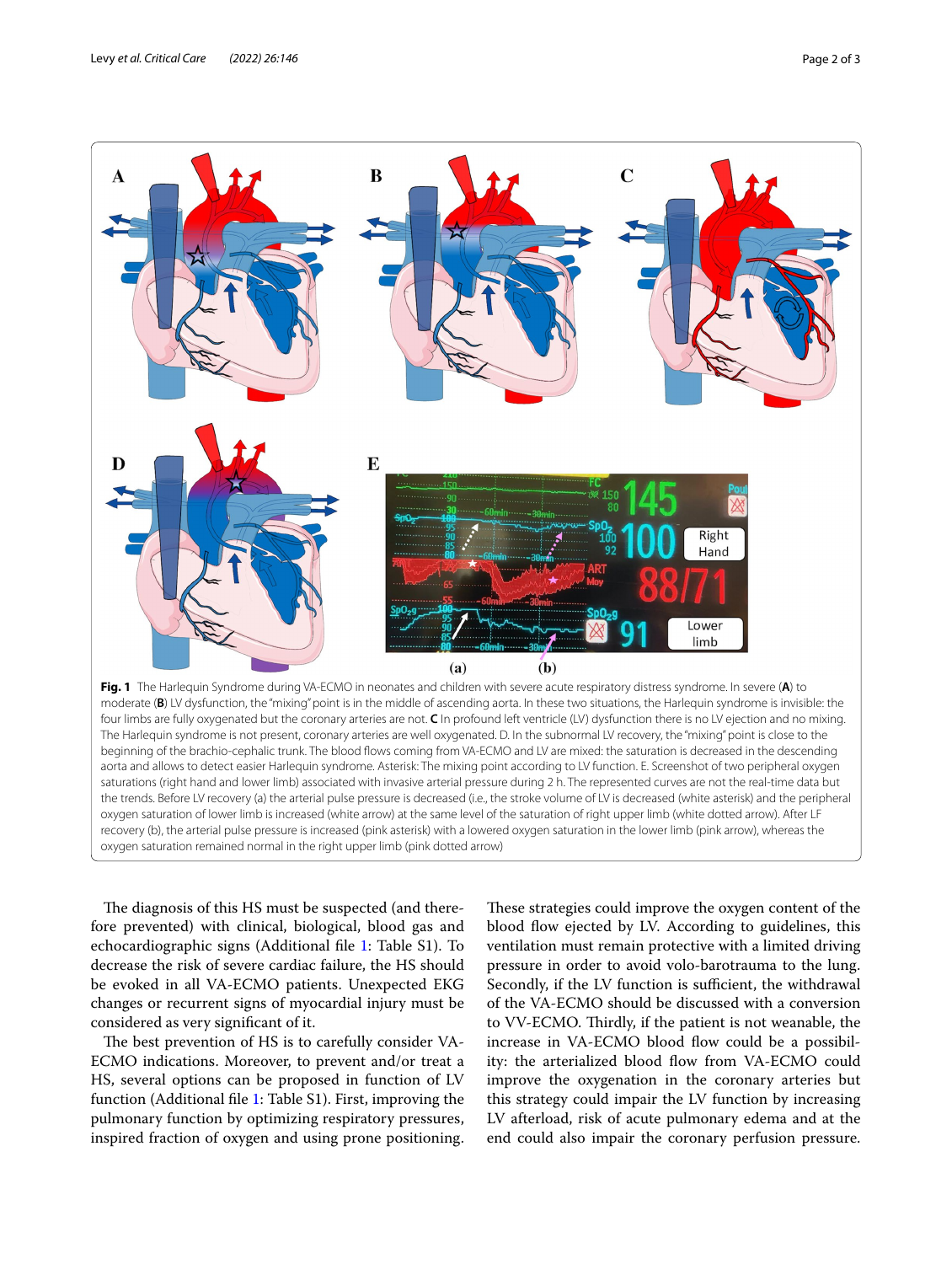**Fig. 1** The Harlequin Syndrome during VA-ECMO in neonates and children with severe acute respiratory distress syndrome. In severe (**A**) to moderate (**B**) LV dysfunction, the "mixing" point is in the middle of ascending aorta. In these two situations, the Harlequin syndrome is invisible: the four limbs are fully oxygenated but the coronary arteries are not. **C** In profound left ventricle (LV) dysfunction there is no LV ejection and no mixing. The Harlequin syndrome is not present, coronary arteries are well oxygenated. D. In the subnormal LV recovery, the "mixing" point is close to the beginning of the brachio-cephalic trunk. The blood flows coming from VA-ECMO and LV are mixed: the saturation is decreased in the descending aorta and allows to detect easier Harlequin syndrome. Asterisk: The mixing point according to LV function. E. Screenshot of two peripheral oxygen saturations (right hand and lower limb) associated with invasive arterial pressure during 2 h. The represented curves are not the real-time data but the trends. Before LV recovery (a) the arterial pulse pressure is decreased (i.e., the stroke volume of LV is decreased (white asterisk) and the peripheral oxygen saturation of lower limb is increased (white arrow) at the same level of the saturation of right upper limb (white dotted arrow). After LF recovery (b), the arterial pulse pressure is increased (pink asterisk) with a lowered oxygen saturation in the lower limb (pink arrow), whereas the oxygen saturation remained normal in the right upper limb (pink dotted arrow)

The diagnosis of this HS must be suspected (and therefore prevented) with clinical, biological, blood gas and echocardiographic signs (Additional file 1: Table S1). To decrease the risk of severe cardiac failure, the HS should be evoked in all VA-ECMO patients. Unexpected EKG changes or recurrent signs of myocardial injury must be considered as very significant of it.

The best prevention of HS is to carefully consider VA-ECMO indications. Moreover, to prevent and/or treat a HS, several options can be proposed in function of LV function (Additional file 1: Table S1). First, improving the pulmonary function by optimizing respiratory pressures, inspired fraction of oxygen and using prone positioning. These strategies could improve the oxygen content of the blood flow ejected by LV. According to guidelines, this ventilation must remain protective with a limited driving pressure in order to avoid volo-barotrauma to the lung. Secondly, if the LV function is sufficient, the withdrawal of the VA-ECMO should be discussed with a conversion to VV-ECMO. Thirdly, if the patient is not weanable, the increase in VA-ECMO blood flow could be a possibility: the arterialized blood flow from VA-ECMO could improve the oxygenation in the coronary arteries but this strategy could impair the LV function by increasing LV afterload, risk of acute pulmonary edema and at the end could also impair the coronary perfusion pressure.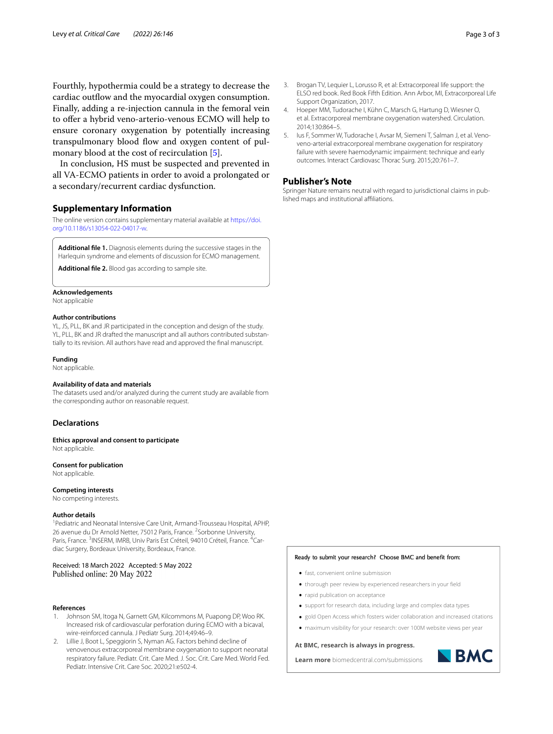Fourthly, hypothermia could be a strategy to decrease the cardiac outflow and the myocardial oxygen consumption. Finally, adding a re-injection cannula in the femoral vein to offer a hybrid veno-arterio-venous ECMO will help to ensure coronary oxygenation by potentially increasing transpulmonary blood flow and oxygen content of pulmonary blood at the cost of recirculation [5].

In conclusion, HS must be suspected and prevented in all VA-ECMO patients in order to avoid a prolongated or a secondary/recurrent cardiac dysfunction.

## Supplementary Information

The online version contains supplementary material available at https://doi.org/10.1186/s13054-022-04017-w.

**Additional file 1.** Diagnosis elements during the successive stages in the Harlequin syndrome and elements of discussion for ECMO management.

**Additional file 2.** Blood gas according to sample site.

#### Acknowledgements

Not applicable

#### Author contributions

YL, JS, PLL, BK and JR participated in the conception and design of the study. YL, PLL, BK and JR drafted the manuscript and all authors contributed substantially to its revision. All authors have read and approved the final manuscript.

#### Funding

Not applicable.

#### Availability of data and materials

The datasets used and/or analyzed during the current study are available from the corresponding author on reasonable request.

## Declarations

#### Ethics approval and consent to participate

Not applicable.

#### Consent for publication

Not applicable.

#### Competing interests

No competing interests.

#### Author details

[1]Pediatric and Neonatal Intensive Care Unit, Armand-Trousseau Hospital, APHP, 26 avenue du Dr Arnold Netter, 75012 Paris, France. [2]Sorbonne University, Paris, France. [3]INSERM, IMRB, Univ Paris Est Créteil, 94010 Créteil, France. [4]Cardiac Surgery, Bordeaux University, Bordeaux, France.

Received: 18 March 2022 Accepted: 5 May 2022
Published online: 20 May 2022

#### References

1. Johnson SM, Itoga N, Garnett GM, Kilcommons M, Puapong DP, Woo RK. Increased risk of cardiovascular perforation during ECMO with a bicaval, wire-reinforced cannula. J Pediatr Surg. 2014;49:46–9.
2. Lillie J, Boot L, Speggiorin S, Nyman AG. Factors behind decline of venovenous extracorporeal membrane oxygenation to support neonatal respiratory failure. Pediatr. Crit. Care Med. J. Soc. Crit. Care Med. World Fed. Pediatr. Intensive Crit. Care Soc. 2020;21:e502-4.
3. Brogan TV, Lequier L, Lorusso R, et al: Extracorporeal life support: the ELSO red book. Red Book Fifth Edition. Ann Arbor, MI, Extracorporeal Life Support Organization, 2017.
4. Hoeper MM, Tudorache I, Kühn C, Marsch G, Hartung D, Wiesner O, et al. Extracorporeal membrane oxygenation watershed. Circulation. 2014;130:864–5.
5. Ius F, Sommer W, Tudorache I, Avsar M, Siemeni T, Salman J, et al. Veno-veno-arterial extracorporeal membrane oxygenation for respiratory failure with severe haemodynamic impairment: technique and early outcomes. Interact Cardiovasc Thorac Surg. 2015;20:761–7.

## Publisher's Note

Springer Nature remains neutral with regard to jurisdictional claims in published maps and institutional affiliations.

Ready to submit your research? Choose BMC and benefit from:

- fast, convenient online submission
- thorough peer review by experienced researchers in your field
- rapid publication on acceptance
- support for research data, including large and complex data types
- gold Open Access which fosters wider collaboration and increased citations
- maximum visibility for your research: over 100M website views per year

**At BMC, research is always in progress.**

**Learn more** biomedcentral.com/submissions